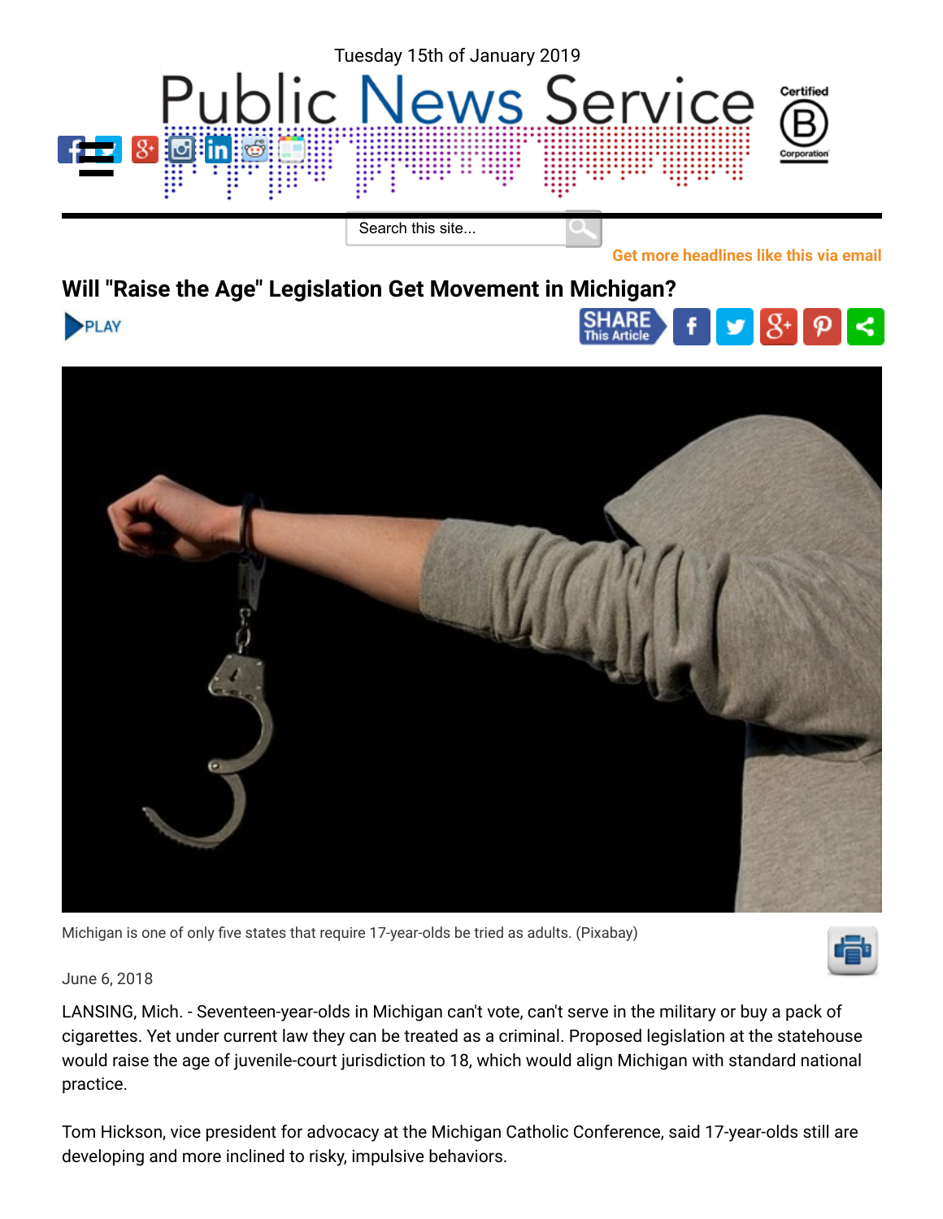Tuesday 15th of January 2019

# Public News Service

Search this site...

Get more headlines like this via email

## Will "Raise the Age" Legislation Get Movement in Michigan?

PLAY

SHARE This Article

Michigan is one of only five states that require 17-year-olds be tried as adults. (Pixabay)

June 6, 2018

LANSING, Mich. - Seventeen-year-olds in Michigan can't vote, can't serve in the military or buy a pack of cigarettes. Yet under current law they can be treated as a criminal. Proposed legislation at the statehouse would raise the age of juvenile-court jurisdiction to 18, which would align Michigan with standard national practice.

Tom Hickson, vice president for advocacy at the Michigan Catholic Conference, said 17-year-olds still are developing and more inclined to risky, impulsive behaviors.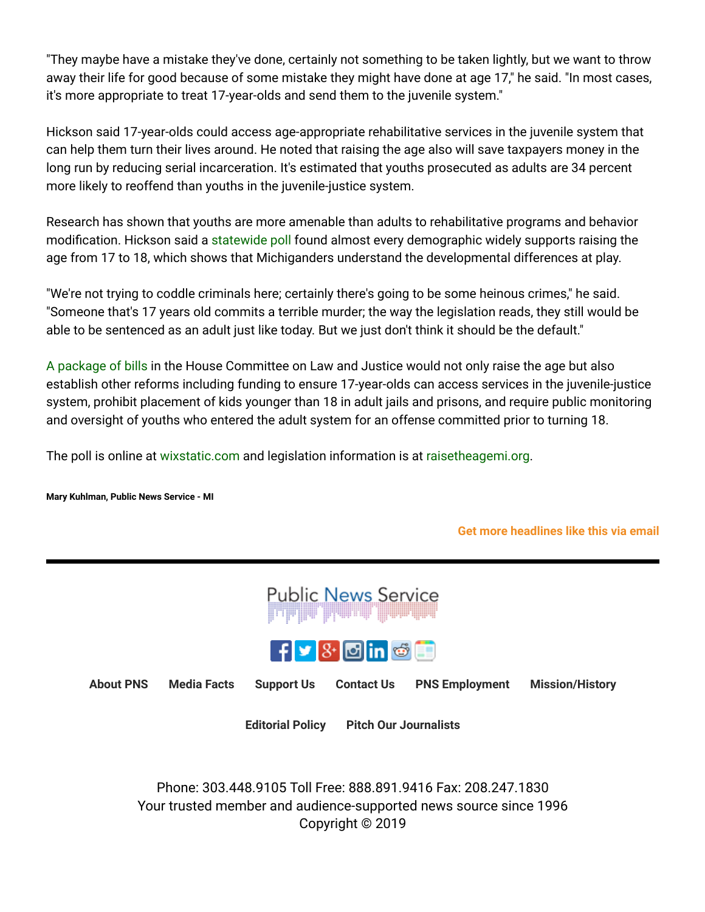"They maybe have a mistake they've done, certainly not something to be taken lightly, but we want to throw away their life for good because of some mistake they might have done at age 17," he said. "In most cases, it's more appropriate to treat 17-year-olds and send them to the juvenile system."

Hickson said 17-year-olds could access age-appropriate rehabilitative services in the juvenile system that can help them turn their lives around. He noted that raising the age also will save taxpayers money in the long run by reducing serial incarceration. It's estimated that youths prosecuted as adults are 34 percent more likely to reoffend than youths in the juvenile-justice system.

Research has shown that youths are more amenable than adults to rehabilitative programs and behavior modification. Hickson said a statewide poll found almost every demographic widely supports raising the age from 17 to 18, which shows that Michiganders understand the developmental differences at play.

"We're not trying to coddle criminals here; certainly there's going to be some heinous crimes," he said. "Someone that's 17 years old commits a terrible murder; the way the legislation reads, they still would be able to be sentenced as an adult just like today. But we just don't think it should be the default."

A package of bills in the House Committee on Law and Justice would not only raise the age but also establish other reforms including funding to ensure 17-year-olds can access services in the juvenile-justice system, prohibit placement of kids younger than 18 in adult jails and prisons, and require public monitoring and oversight of youths who entered the adult system for an offense committed prior to turning 18.

The poll is online at wixstatic.com and legislation information is at raisetheagemi.org.

**Mary Kuhlman, Public News Service - MI**

**Get more headlines like this via email**

---

Public News Service

**About PNS** **Media Facts** **Support Us** **Contact Us** **PNS Employment** **Mission/History**

**Editorial Policy** **Pitch Our Journalists**

Phone: 303.448.9105 Toll Free: 888.891.9416 Fax: 208.247.1830
Your trusted member and audience-supported news source since 1996
Copyright © 2019